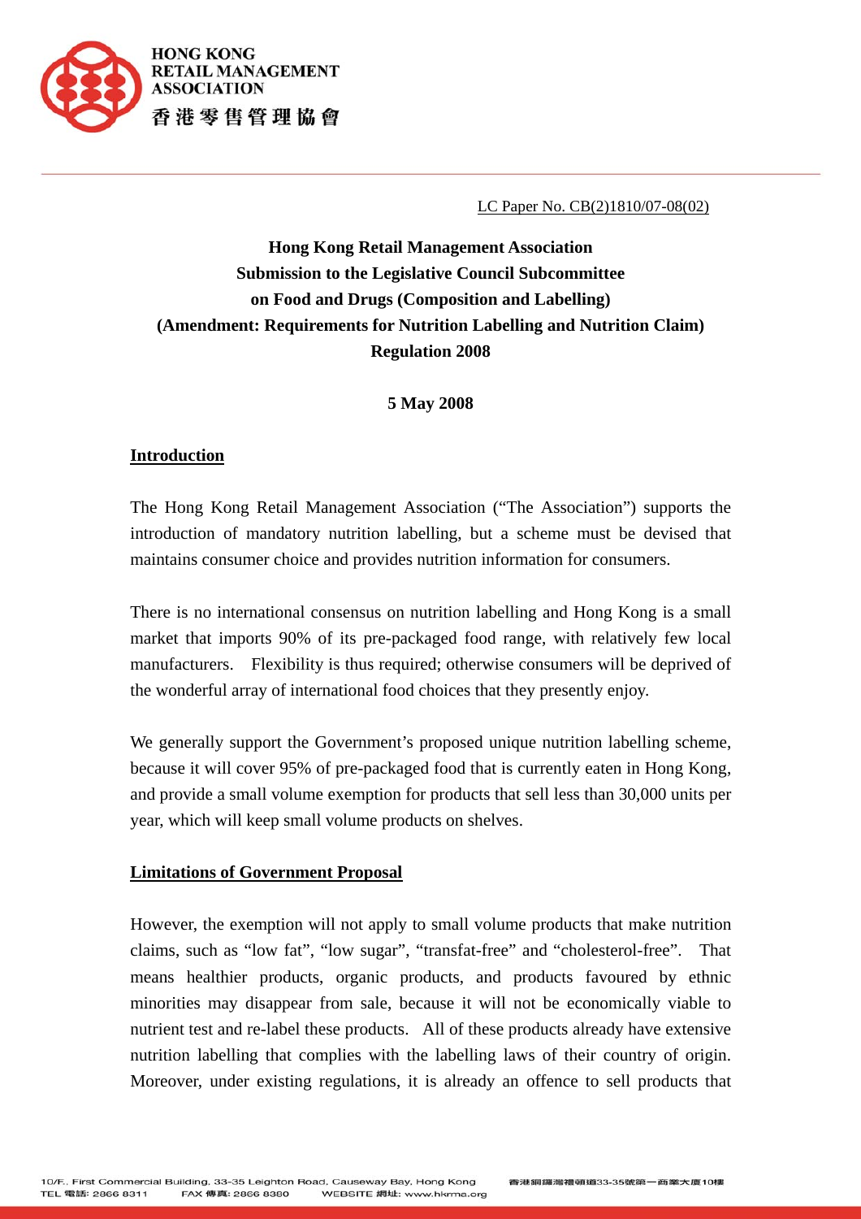HONG KONG RETAIL MANAGEMENT ASSOCIATION
香港零售管理協會

LC Paper No. CB(2)1810/07-08(02)

# Hong Kong Retail Management Association Submission to the Legislative Council Subcommittee on Food and Drugs (Composition and Labelling) (Amendment: Requirements for Nutrition Labelling and Nutrition Claim) Regulation 2008

**5 May 2008**

## Introduction

The Hong Kong Retail Management Association ("The Association") supports the introduction of mandatory nutrition labelling, but a scheme must be devised that maintains consumer choice and provides nutrition information for consumers.

There is no international consensus on nutrition labelling and Hong Kong is a small market that imports 90% of its pre-packaged food range, with relatively few local manufacturers. Flexibility is thus required; otherwise consumers will be deprived of the wonderful array of international food choices that they presently enjoy.

We generally support the Government's proposed unique nutrition labelling scheme, because it will cover 95% of pre-packaged food that is currently eaten in Hong Kong, and provide a small volume exemption for products that sell less than 30,000 units per year, which will keep small volume products on shelves.

## Limitations of Government Proposal

However, the exemption will not apply to small volume products that make nutrition claims, such as "low fat", "low sugar", "transfat-free" and "cholesterol-free". That means healthier products, organic products, and products favoured by ethnic minorities may disappear from sale, because it will not be economically viable to nutrient test and re-label these products. All of these products already have extensive nutrition labelling that complies with the labelling laws of their country of origin. Moreover, under existing regulations, it is already an offence to sell products that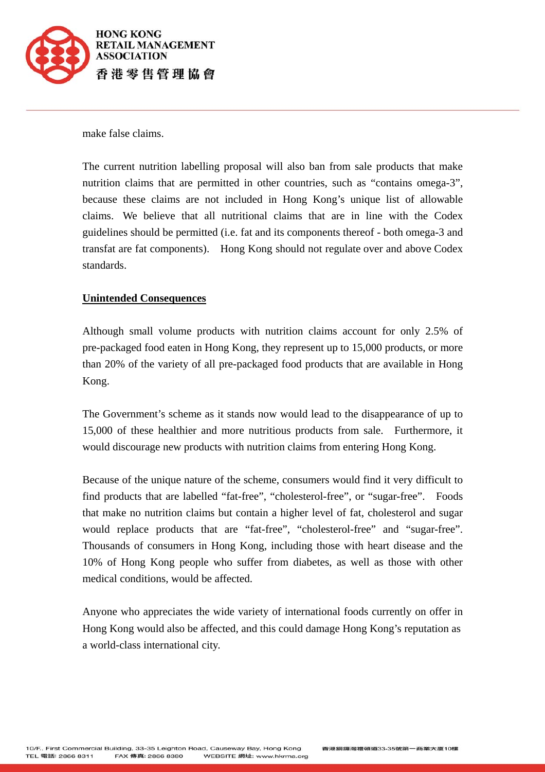make false claims.

The current nutrition labelling proposal will also ban from sale products that make nutrition claims that are permitted in other countries, such as “contains omega-3”, because these claims are not included in Hong Kong’s unique list of allowable claims. We believe that all nutritional claims that are in line with the Codex guidelines should be permitted (i.e. fat and its components thereof - both omega-3 and transfat are fat components). Hong Kong should not regulate over and above Codex standards.

**Unintended Consequences**

Although small volume products with nutrition claims account for only 2.5% of pre-packaged food eaten in Hong Kong, they represent up to 15,000 products, or more than 20% of the variety of all pre-packaged food products that are available in Hong Kong.

The Government’s scheme as it stands now would lead to the disappearance of up to 15,000 of these healthier and more nutritious products from sale. Furthermore, it would discourage new products with nutrition claims from entering Hong Kong.

Because of the unique nature of the scheme, consumers would find it very difficult to find products that are labelled “fat-free”, “cholesterol-free”, or “sugar-free”. Foods that make no nutrition claims but contain a higher level of fat, cholesterol and sugar would replace products that are “fat-free”, “cholesterol-free” and “sugar-free”. Thousands of consumers in Hong Kong, including those with heart disease and the 10% of Hong Kong people who suffer from diabetes, as well as those with other medical conditions, would be affected.

Anyone who appreciates the wide variety of international foods currently on offer in Hong Kong would also be affected, and this could damage Hong Kong’s reputation as a world-class international city.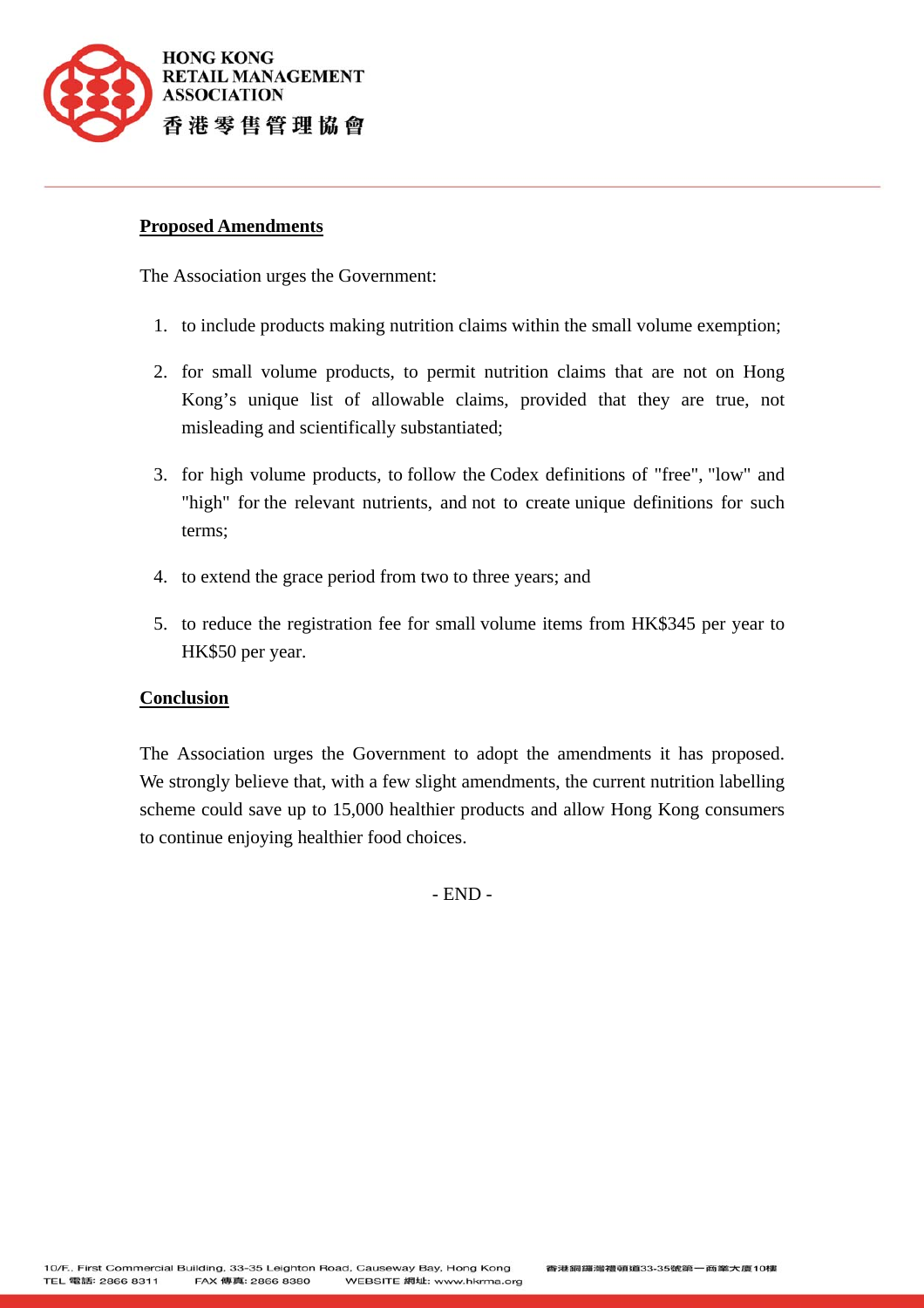## Proposed Amendments

The Association urges the Government:

1. to include products making nutrition claims within the small volume exemption;
2. for small volume products, to permit nutrition claims that are not on Hong Kong's unique list of allowable claims, provided that they are true, not misleading and scientifically substantiated;
3. for high volume products, to follow the Codex definitions of "free", "low" and "high" for the relevant nutrients, and not to create unique definitions for such terms;
4. to extend the grace period from two to three years; and
5. to reduce the registration fee for small volume items from HK$345 per year to HK$50 per year.

## Conclusion

The Association urges the Government to adopt the amendments it has proposed. We strongly believe that, with a few slight amendments, the current nutrition labelling scheme could save up to 15,000 healthier products and allow Hong Kong consumers to continue enjoying healthier food choices.

- END -